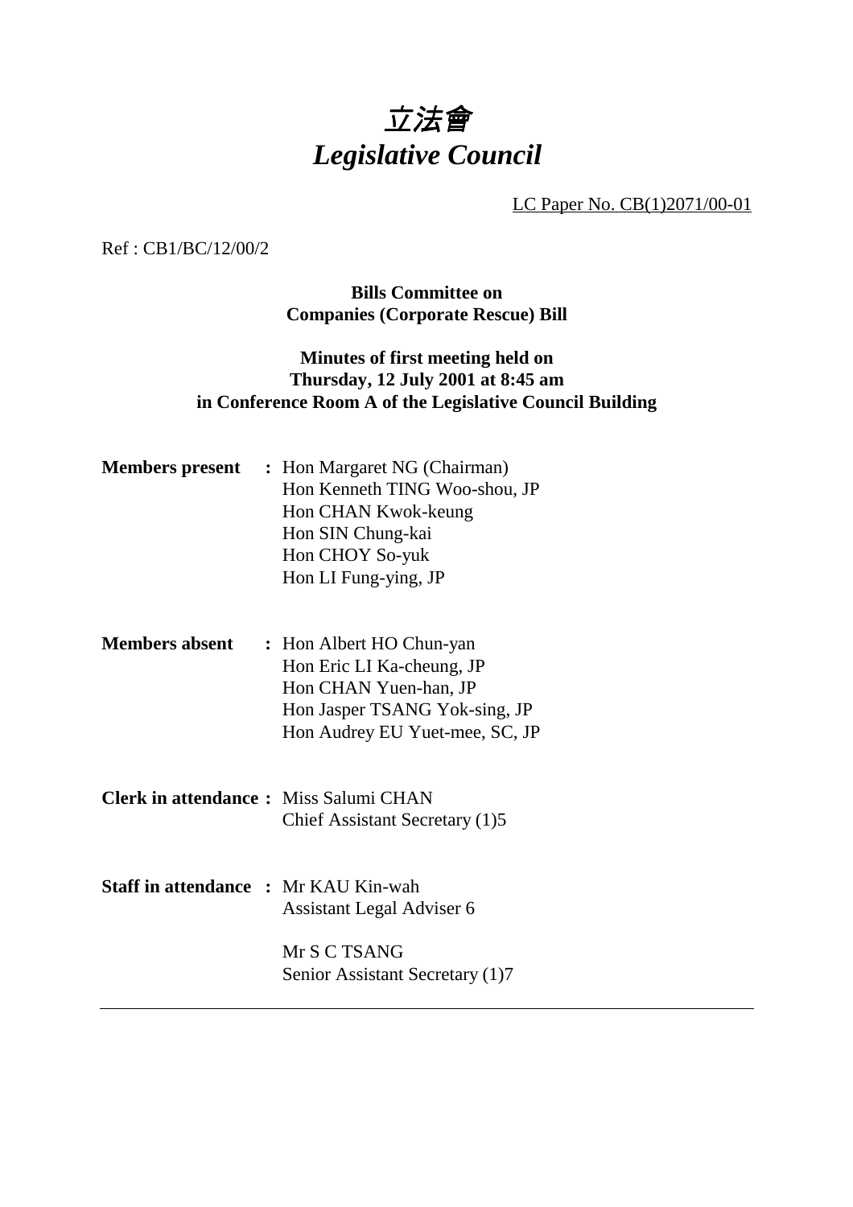# *立法會*
# *Legislative Council*

LC Paper No. CB(1)2071/00-01

Ref : CB1/BC/12/00/2

**Bills Committee on**
**Companies (Corporate Rescue) Bill**

**Minutes of first meeting held on**
**Thursday, 12 July 2001 at 8:45 am**
**in Conference Room A of the Legislative Council Building**

**Members present :** Hon Margaret NG (Chairman)
Hon Kenneth TING Woo-shou, JP
Hon CHAN Kwok-keung
Hon SIN Chung-kai
Hon CHOY So-yuk
Hon LI Fung-ying, JP

**Members absent :** Hon Albert HO Chun-yan
Hon Eric LI Ka-cheung, JP
Hon CHAN Yuen-han, JP
Hon Jasper TSANG Yok-sing, JP
Hon Audrey EU Yuet-mee, SC, JP

**Clerk in attendance :** Miss Salumi CHAN
Chief Assistant Secretary (1)5

**Staff in attendance :** Mr KAU Kin-wah
Assistant Legal Adviser 6

Mr S C TSANG
Senior Assistant Secretary (1)7

---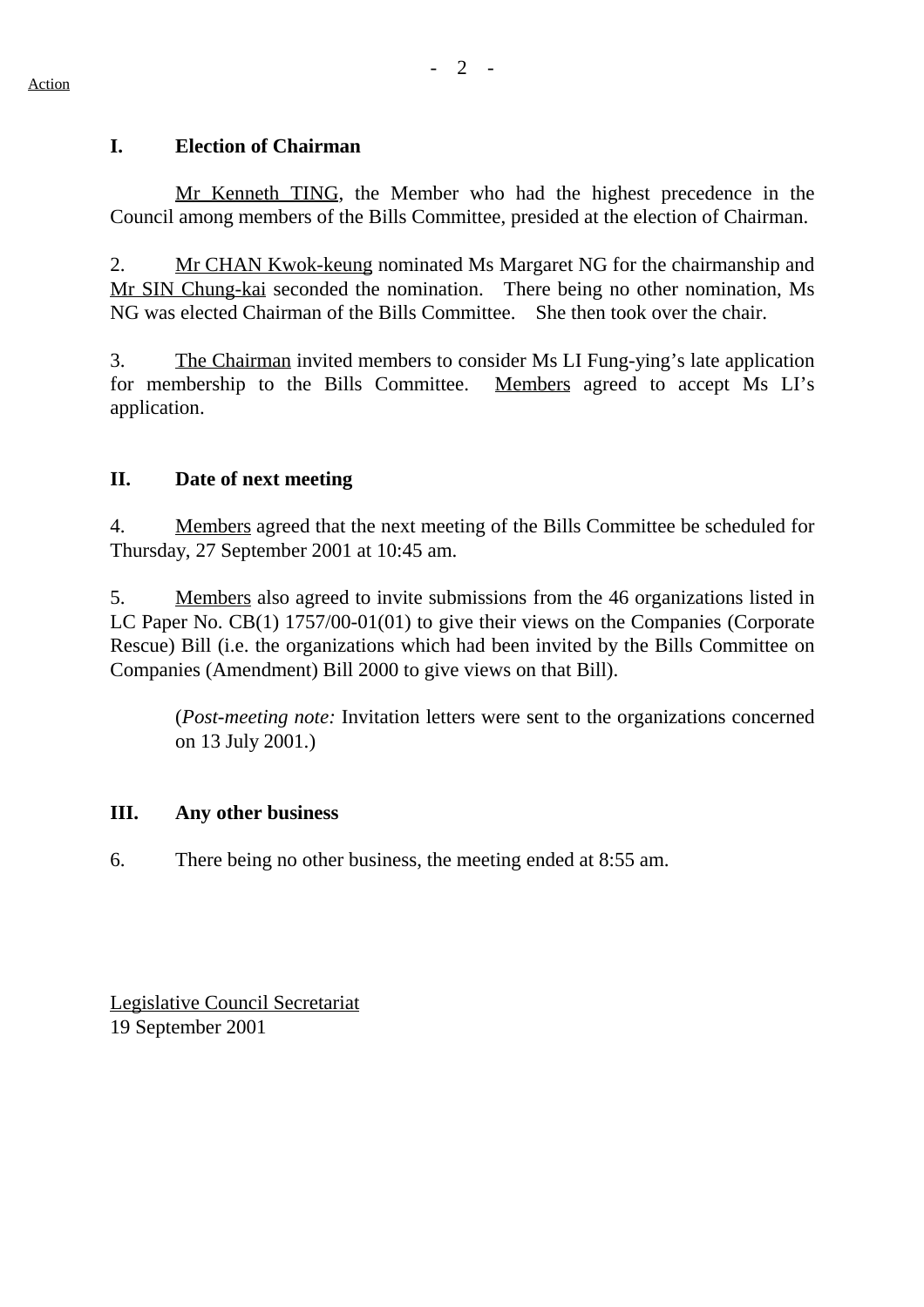Action

## I. Election of Chairman

Mr Kenneth TING, the Member who had the highest precedence in the Council among members of the Bills Committee, presided at the election of Chairman.

2. Mr CHAN Kwok-keung nominated Ms Margaret NG for the chairmanship and Mr SIN Chung-kai seconded the nomination. There being no other nomination, Ms NG was elected Chairman of the Bills Committee. She then took over the chair.

3. The Chairman invited members to consider Ms LI Fung-ying's late application for membership to the Bills Committee. Members agreed to accept Ms LI's application.

## II. Date of next meeting

4. Members agreed that the next meeting of the Bills Committee be scheduled for Thursday, 27 September 2001 at 10:45 am.

5. Members also agreed to invite submissions from the 46 organizations listed in LC Paper No. CB(1) 1757/00-01(01) to give their views on the Companies (Corporate Rescue) Bill (i.e. the organizations which had been invited by the Bills Committee on Companies (Amendment) Bill 2000 to give views on that Bill).

> (*Post-meeting note:* Invitation letters were sent to the organizations concerned on 13 July 2001.)

## III. Any other business

6. There being no other business, the meeting ended at 8:55 am.

Legislative Council Secretariat
19 September 2001